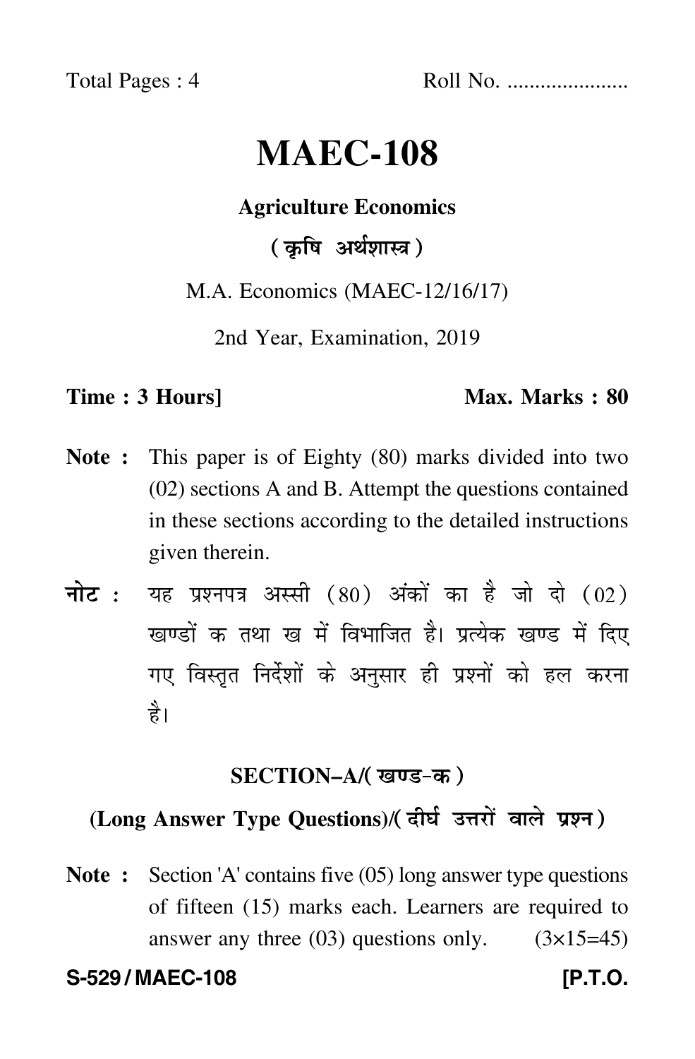Total Pages : 4 Roll No. ....................

# MAEC-108

**Agriculture Economics**

**( कृषि अर्थशास्त्र )**

M.A. Economics (MAEC-12/16/17)

2nd Year, Examination, 2019

**Time : 3 Hours]** **Max. Marks : 80**

**Note :** This paper is of Eighty (80) marks divided into two (02) sections A and B. Attempt the questions contained in these sections according to the detailed instructions given therein.

**नोट :** यह प्रश्नपत्र अस्सी (80) अंकों का है जो दो (02) खण्डों क तथा ख में विभाजित है। प्रत्येक खण्ड में दिए गए विस्तृत निर्देशों के अनुसार ही प्रश्नों को हल करना है।

## SECTION–A/( खण्ड-क )

### (Long Answer Type Questions)/( दीर्घ उत्तरों वाले प्रश्न )

**Note :** Section 'A' contains five (05) long answer type questions of fifteen (15) marks each. Learners are required to answer any three (03) questions only. (3×15=45)

**S-529 / MAEC-108** **[P.T.O.**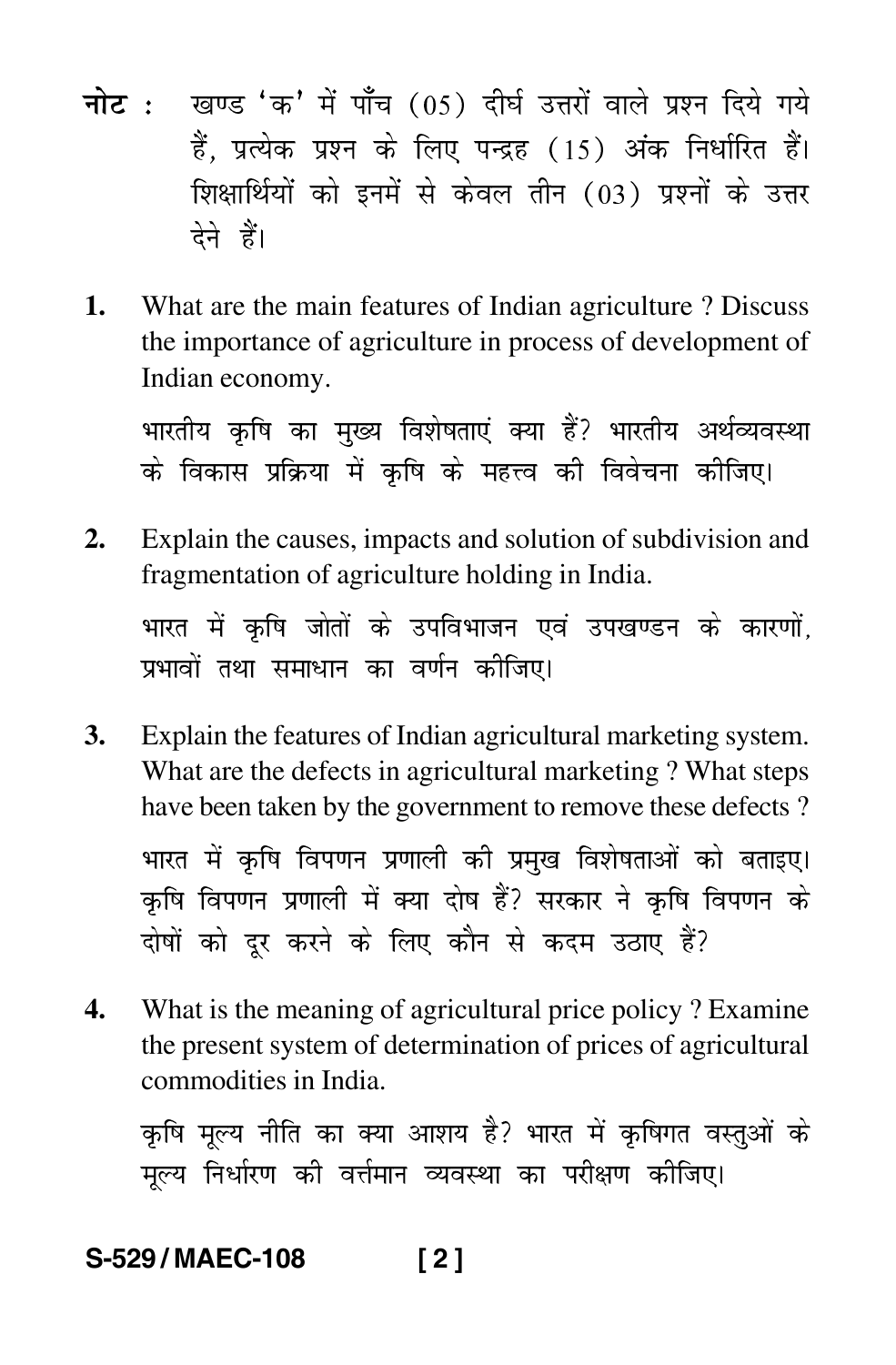**नोट :** खण्ड 'क' में पाँच (05) दीर्घ उत्तरों वाले प्रश्न दिये गये हैं, प्रत्येक प्रश्न के लिए पन्द्रह (15) अंक निर्धारित हैं। शिक्षार्थियों को इनमें से केवल तीन (03) प्रश्नों के उत्तर देने हैं।

**1.** What are the main features of Indian agriculture ? Discuss the importance of agriculture in process of development of Indian economy.

भारतीय कृषि का मुख्य विशेषताएं क्या हैं? भारतीय अर्थव्यवस्था के विकास प्रक्रिया में कृषि के महत्त्व की विवेचना कीजिए।

**2.** Explain the causes, impacts and solution of subdivision and fragmentation of agriculture holding in India.

भारत में कृषि जोतों के उपविभाजन एवं उपखण्डन के कारणों, प्रभावों तथा समाधान का वर्णन कीजिए।

**3.** Explain the features of Indian agricultural marketing system. What are the defects in agricultural marketing ? What steps have been taken by the government to remove these defects ?

भारत में कृषि विपणन प्रणाली की प्रमुख विशेषताओं को बताइए। कृषि विपणन प्रणाली में क्या दोष हैं? सरकार ने कृषि विपणन के दोषों को दूर करने के लिए कौन से कदम उठाए हैं?

**4.** What is the meaning of agricultural price policy ? Examine the present system of determination of prices of agricultural commodities in India.

कृषि मूल्य नीति का क्या आशय है? भारत में कृषिगत वस्तुओं के मूल्य निर्धारण की वर्त्तमान व्यवस्था का परीक्षण कीजिए।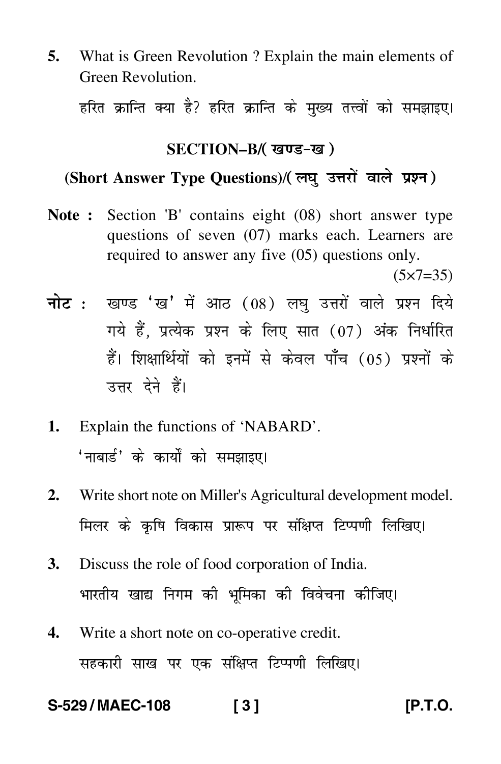5. What is Green Revolution ? Explain the main elements of Green Revolution.

   हरित क्रान्ति क्या है? हरित क्रान्ति के मुख्य तत्त्वों को समझाइए।

## SECTION–B/( खण्ड-ख )

### (Short Answer Type Questions)/( लघु उत्तरों वाले प्रश्न )

**Note :** Section 'B' contains eight (08) short answer type questions of seven (07) marks each. Learners are required to answer any five (05) questions only. (5×7=35)

**नोट :** खण्ड 'ख' में आठ (08) लघु उत्तरों वाले प्रश्न दिये गये हैं, प्रत्येक प्रश्न के लिए सात (07) अंक निर्धारित हैं। शिक्षार्थियों को इनमें से केवल पाँच (05) प्रश्नों के उत्तर देने हैं।

1. Explain the functions of 'NABARD'.

   'नाबार्ड' के कार्यों को समझाइए।

2. Write short note on Miller's Agricultural development model.

   मिलर के कृषि विकास प्रारूप पर संक्षिप्त टिप्पणी लिखिए।

3. Discuss the role of food corporation of India.

   भारतीय खाद्य निगम की भूमिका की विवेचना कीजिए।

4. Write a short note on co-operative credit.

   सहकारी साख पर एक संक्षिप्त टिप्पणी लिखिए।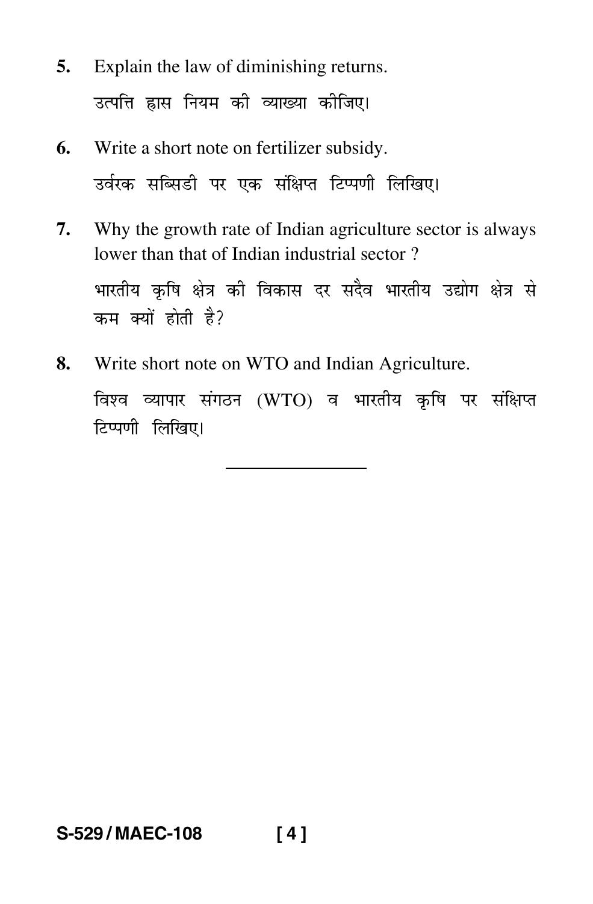**5.** Explain the law of diminishing returns.

उत्पत्ति ह्रास नियम की व्याख्या कीजिए।

**6.** Write a short note on fertilizer subsidy.

उर्वरक सब्सिडी पर एक संक्षिप्त टिप्पणी लिखिए।

**7.** Why the growth rate of Indian agriculture sector is always lower than that of Indian industrial sector ?

भारतीय कृषि क्षेत्र की विकास दर सदैव भारतीय उद्योग क्षेत्र से कम क्यों होती है?

**8.** Write short note on WTO and Indian Agriculture.

विश्व व्यापार संगठन (WTO) व भारतीय कृषि पर संक्षिप्त टिप्पणी लिखिए।

---